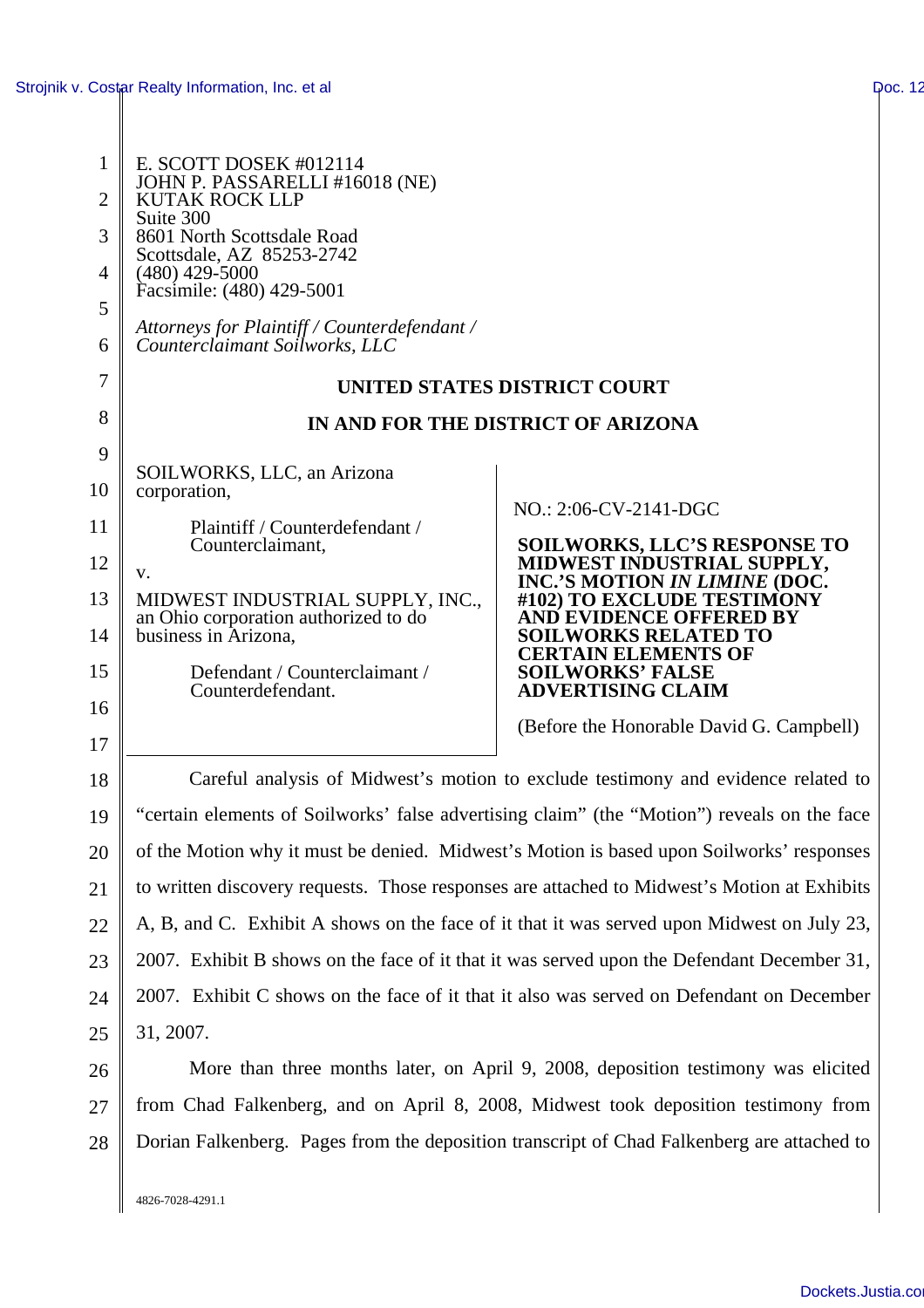E. SCOTT DOSEK #012114
JOHN P. PASSARELLI #16018 (NE)
KUTAK ROCK LLP
Suite 300
8601 North Scottsdale Road
Scottsdale, AZ 85253-2742
(480) 429-5000
Facsimile: (480) 429-5001

*Attorneys for Plaintiff / Counterdefendant / Counterclaimant Soilworks, LLC*

**UNITED STATES DISTRICT COURT**

**IN AND FOR THE DISTRICT OF ARIZONA**

SOILWORKS, LLC, an Arizona corporation,

Plaintiff / Counterdefendant / Counterclaimant,

v.

MIDWEST INDUSTRIAL SUPPLY, INC., an Ohio corporation authorized to do business in Arizona,

Defendant / Counterclaimant / Counterdefendant.

NO.: 2:06-CV-2141-DGC

**SOILWORKS, LLC'S RESPONSE TO MIDWEST INDUSTRIAL SUPPLY, INC.'S MOTION *IN LIMINE* (DOC. #102) TO EXCLUDE TESTIMONY AND EVIDENCE OFFERED BY SOILWORKS RELATED TO CERTAIN ELEMENTS OF SOILWORKS' FALSE ADVERTISING CLAIM**

(Before the Honorable David G. Campbell)

Careful analysis of Midwest's motion to exclude testimony and evidence related to "certain elements of Soilworks' false advertising claim" (the "Motion") reveals on the face of the Motion why it must be denied. Midwest's Motion is based upon Soilworks' responses to written discovery requests. Those responses are attached to Midwest's Motion at Exhibits A, B, and C. Exhibit A shows on the face of it that it was served upon Midwest on July 23, 2007. Exhibit B shows on the face of it that it was served upon the Defendant December 31, 2007. Exhibit C shows on the face of it that it also was served on Defendant on December 31, 2007.

More than three months later, on April 9, 2008, deposition testimony was elicited from Chad Falkenberg, and on April 8, 2008, Midwest took deposition testimony from Dorian Falkenberg. Pages from the deposition transcript of Chad Falkenberg are attached to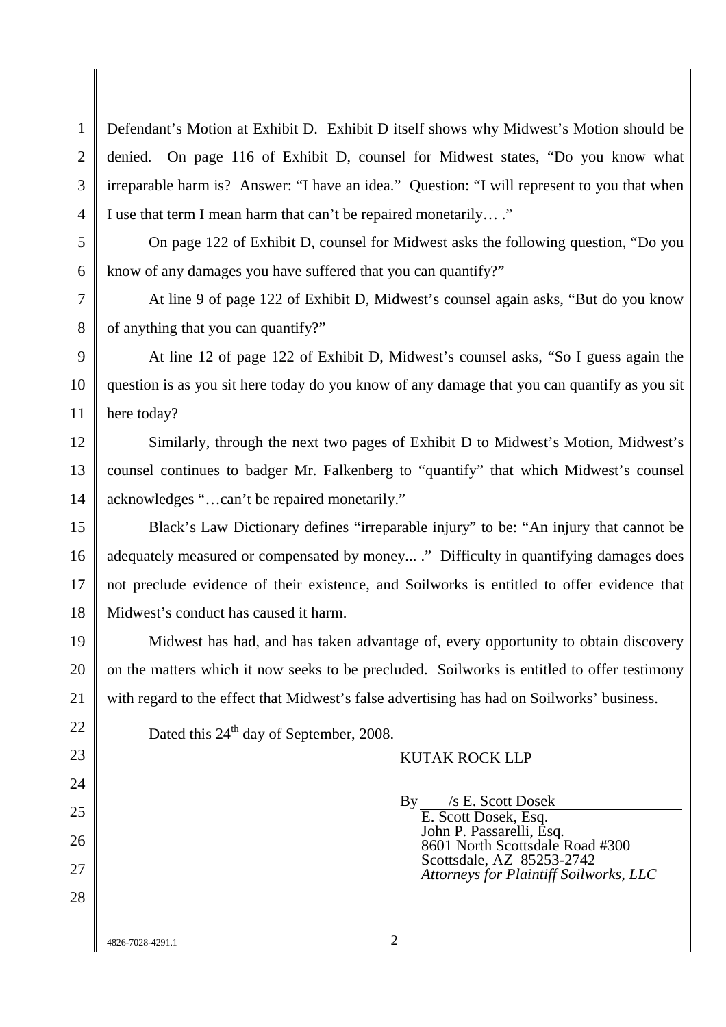Defendant's Motion at Exhibit D. Exhibit D itself shows why Midwest's Motion should be denied. On page 116 of Exhibit D, counsel for Midwest states, "Do you know what irreparable harm is? Answer: "I have an idea." Question: "I will represent to you that when I use that term I mean harm that can't be repaired monetarily… ."

On page 122 of Exhibit D, counsel for Midwest asks the following question, "Do you know of any damages you have suffered that you can quantify?"

At line 9 of page 122 of Exhibit D, Midwest's counsel again asks, "But do you know of anything that you can quantify?"

At line 12 of page 122 of Exhibit D, Midwest's counsel asks, "So I guess again the question is as you sit here today do you know of any damage that you can quantify as you sit here today?

Similarly, through the next two pages of Exhibit D to Midwest's Motion, Midwest's counsel continues to badger Mr. Falkenberg to "quantify" that which Midwest's counsel acknowledges "…can't be repaired monetarily."

Black's Law Dictionary defines "irreparable injury" to be: "An injury that cannot be adequately measured or compensated by money... ." Difficulty in quantifying damages does not preclude evidence of their existence, and Soilworks is entitled to offer evidence that Midwest's conduct has caused it harm.

Midwest has had, and has taken advantage of, every opportunity to obtain discovery on the matters which it now seeks to be precluded. Soilworks is entitled to offer testimony with regard to the effect that Midwest's false advertising has had on Soilworks' business.

Dated this 24th day of September, 2008.

KUTAK ROCK LLP

By /s E. Scott Dosek
E. Scott Dosek, Esq.
John P. Passarelli, Esq.
8601 North Scottsdale Road #300
Scottsdale, AZ 85253-2742
*Attorneys for Plaintiff Soilworks, LLC*

4826-7028-4291.1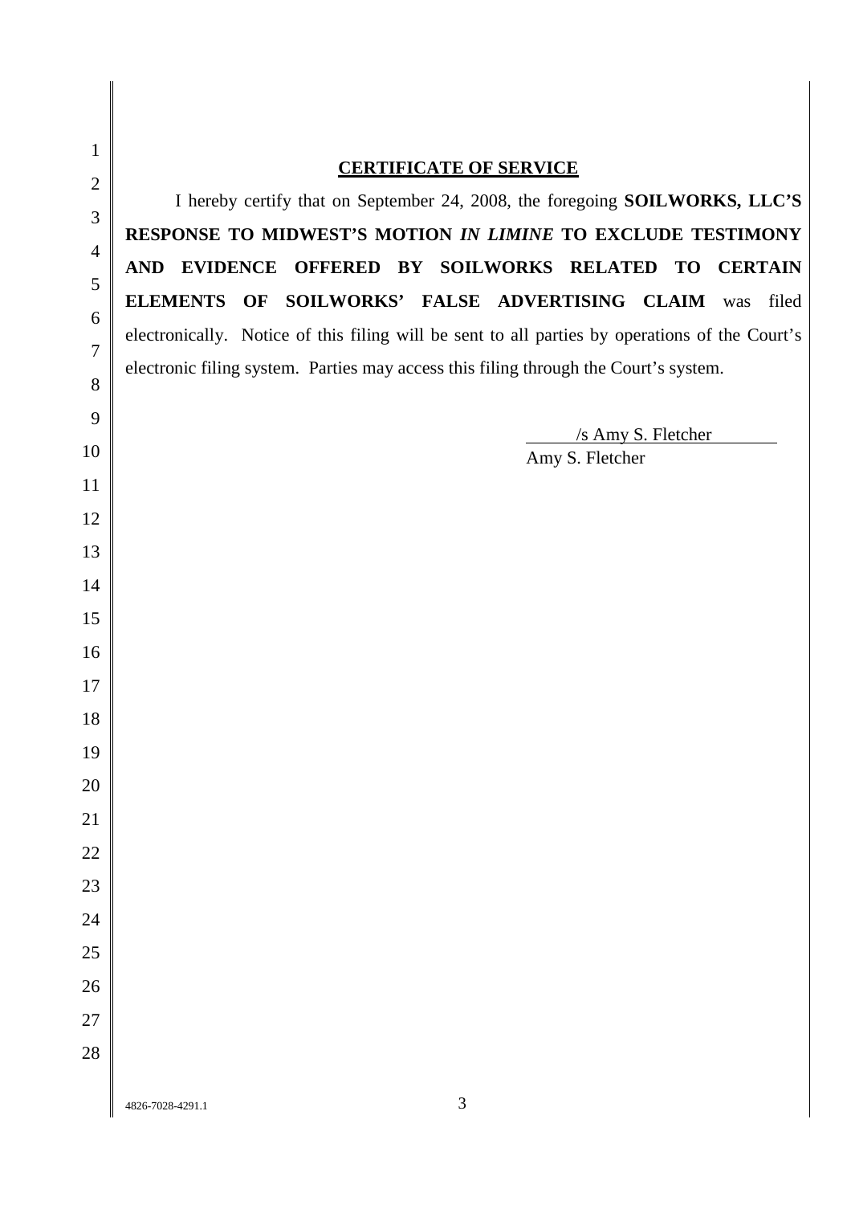## CERTIFICATE OF SERVICE

I hereby certify that on September 24, 2008, the foregoing **SOILWORKS, LLC'S RESPONSE TO MIDWEST'S MOTION *IN LIMINE* TO EXCLUDE TESTIMONY AND EVIDENCE OFFERED BY SOILWORKS RELATED TO CERTAIN ELEMENTS OF SOILWORKS' FALSE ADVERTISING CLAIM** was filed electronically. Notice of this filing will be sent to all parties by operations of the Court's electronic filing system. Parties may access this filing through the Court's system.

/s Amy S. Fletcher
Amy S. Fletcher

4826-7028-4291.1